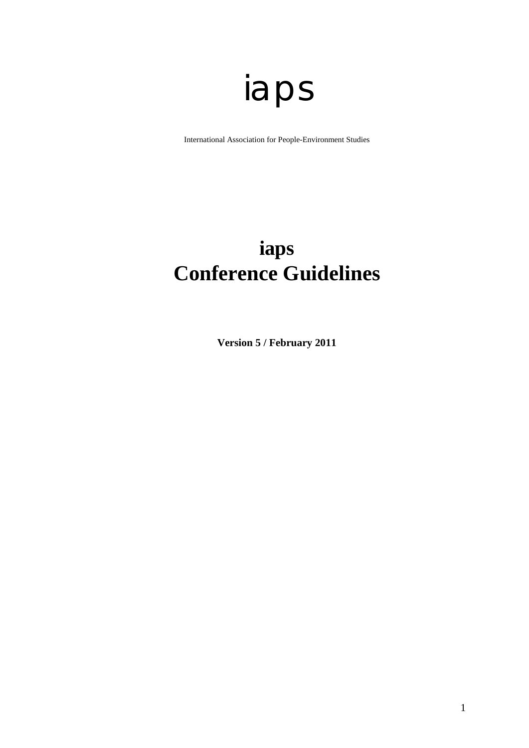# iaps

International Association for People-Environment Studies

# iaps
# Conference Guidelines

**Version 5 / February 2011**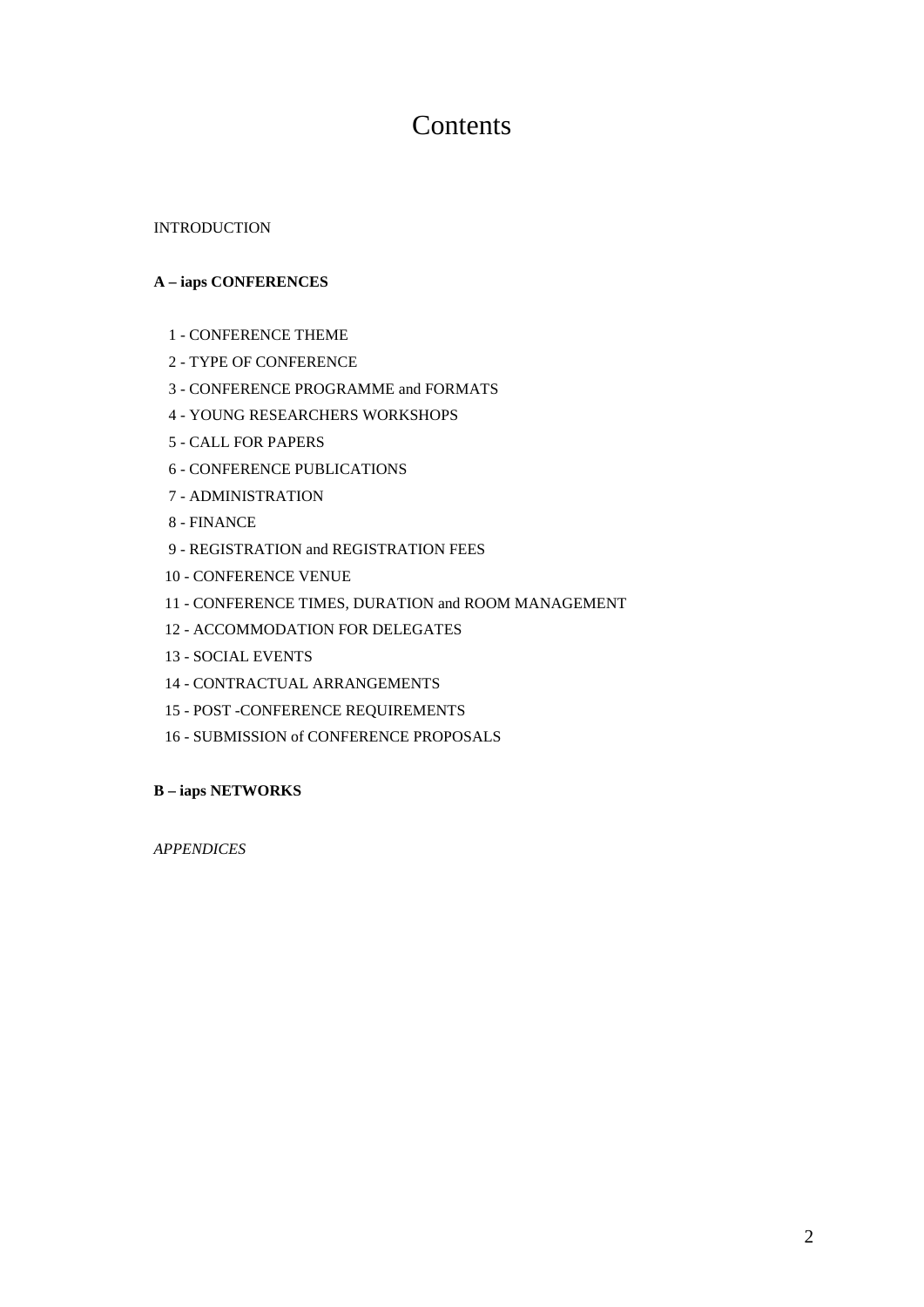# Contents

INTRODUCTION

**A – iaps CONFERENCES**

1 - CONFERENCE THEME

2 - TYPE OF CONFERENCE

3 - CONFERENCE PROGRAMME and FORMATS

4 - YOUNG RESEARCHERS WORKSHOPS

5 - CALL FOR PAPERS

6 - CONFERENCE PUBLICATIONS

7 - ADMINISTRATION

8 - FINANCE

9 - REGISTRATION and REGISTRATION FEES

10 - CONFERENCE VENUE

11 - CONFERENCE TIMES, DURATION and ROOM MANAGEMENT

12 - ACCOMMODATION FOR DELEGATES

13 - SOCIAL EVENTS

14 - CONTRACTUAL ARRANGEMENTS

15 - POST -CONFERENCE REQUIREMENTS

16 - SUBMISSION of CONFERENCE PROPOSALS

**B – iaps NETWORKS**

*APPENDICES*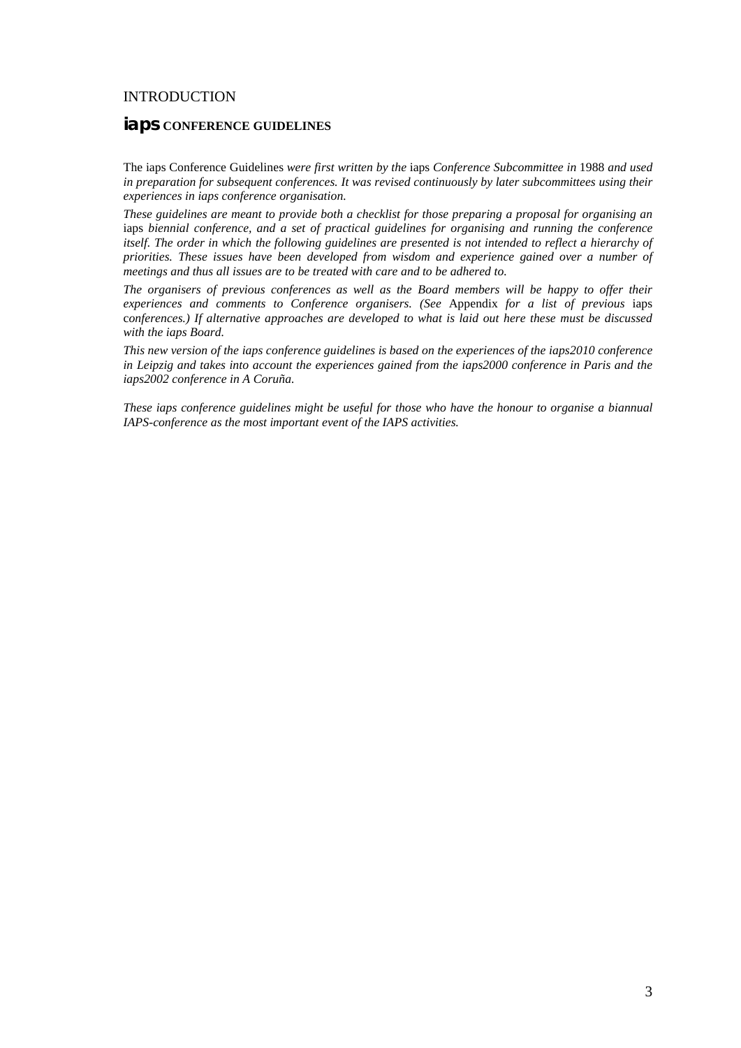# INTRODUCTION

## **iaps** CONFERENCE GUIDELINES

The iaps Conference Guidelines *were first written by the* iaps *Conference Subcommittee in* 1988 *and used in preparation for subsequent conferences. It was revised continuously by later subcommittees using their experiences in iaps conference organisation.*

*These guidelines are meant to provide both a checklist for those preparing a proposal for organising an* iaps *biennial conference, and a set of practical guidelines for organising and running the conference itself. The order in which the following guidelines are presented is not intended to reflect a hierarchy of priorities. These issues have been developed from wisdom and experience gained over a number of meetings and thus all issues are to be treated with care and to be adhered to.*

*The organisers of previous conferences as well as the Board members will be happy to offer their experiences and comments to Conference organisers. (See* Appendix *for a list of previous* iaps c*onferences.) If alternative approaches are developed to what is laid out here these must be discussed with the iaps Board.*

*This new version of the iaps conference guidelines is based on the experiences of the iaps2010 conference in Leipzig and takes into account the experiences gained from the iaps2000 conference in Paris and the iaps2002 conference in A Coruña.*

*These iaps conference guidelines might be useful for those who have the honour to organise a biannual IAPS-conference as the most important event of the IAPS activities.*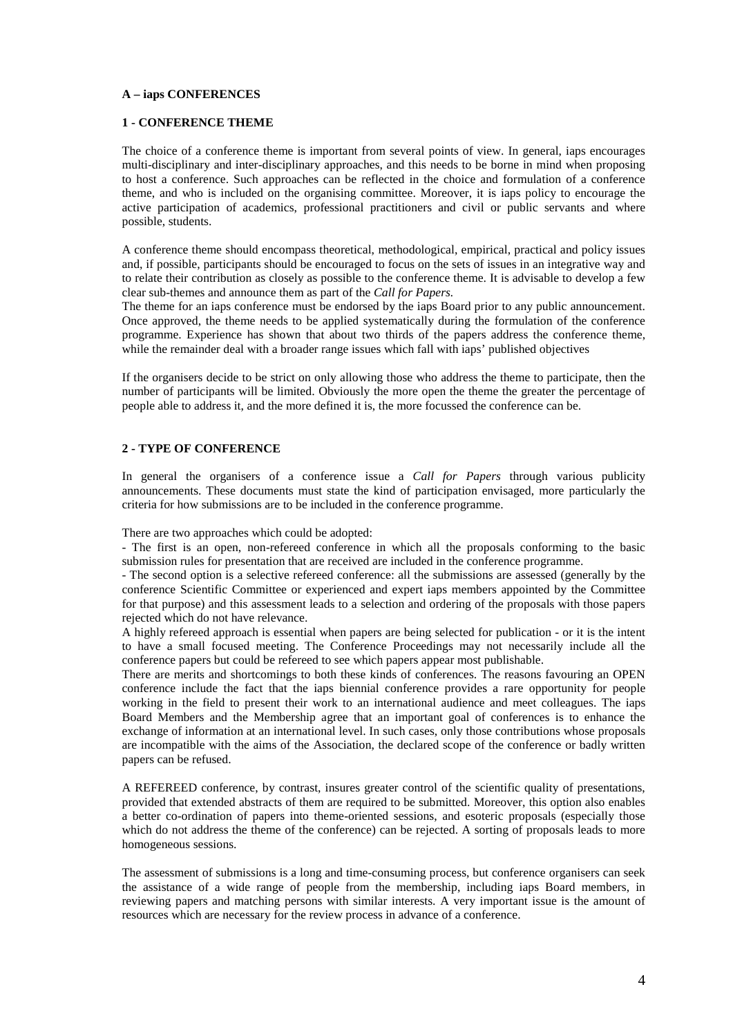# A – iaps CONFERENCES

## 1 - CONFERENCE THEME

The choice of a conference theme is important from several points of view. In general, iaps encourages multi-disciplinary and inter-disciplinary approaches, and this needs to be borne in mind when proposing to host a conference. Such approaches can be reflected in the choice and formulation of a conference theme, and who is included on the organising committee. Moreover, it is iaps policy to encourage the active participation of academics, professional practitioners and civil or public servants and where possible, students.

A conference theme should encompass theoretical, methodological, empirical, practical and policy issues and, if possible, participants should be encouraged to focus on the sets of issues in an integrative way and to relate their contribution as closely as possible to the conference theme. It is advisable to develop a few clear sub-themes and announce them as part of the *Call for Papers*.
The theme for an iaps conference must be endorsed by the iaps Board prior to any public announcement. Once approved, the theme needs to be applied systematically during the formulation of the conference programme. Experience has shown that about two thirds of the papers address the conference theme, while the remainder deal with a broader range issues which fall with iaps' published objectives

If the organisers decide to be strict on only allowing those who address the theme to participate, then the number of participants will be limited. Obviously the more open the theme the greater the percentage of people able to address it, and the more defined it is, the more focussed the conference can be.

## 2 - TYPE OF CONFERENCE

In general the organisers of a conference issue a *Call for Papers* through various publicity announcements. These documents must state the kind of participation envisaged, more particularly the criteria for how submissions are to be included in the conference programme.

There are two approaches which could be adopted:

- The first is an open, non-refereed conference in which all the proposals conforming to the basic submission rules for presentation that are received are included in the conference programme.
- The second option is a selective refereed conference: all the submissions are assessed (generally by the conference Scientific Committee or experienced and expert iaps members appointed by the Committee for that purpose) and this assessment leads to a selection and ordering of the proposals with those papers rejected which do not have relevance.

A highly refereed approach is essential when papers are being selected for publication - or it is the intent to have a small focused meeting. The Conference Proceedings may not necessarily include all the conference papers but could be refereed to see which papers appear most publishable.
There are merits and shortcomings to both these kinds of conferences. The reasons favouring an OPEN conference include the fact that the iaps biennial conference provides a rare opportunity for people working in the field to present their work to an international audience and meet colleagues. The iaps Board Members and the Membership agree that an important goal of conferences is to enhance the exchange of information at an international level. In such cases, only those contributions whose proposals are incompatible with the aims of the Association, the declared scope of the conference or badly written papers can be refused.

A REFEREED conference, by contrast, insures greater control of the scientific quality of presentations, provided that extended abstracts of them are required to be submitted. Moreover, this option also enables a better co-ordination of papers into theme-oriented sessions, and esoteric proposals (especially those which do not address the theme of the conference) can be rejected. A sorting of proposals leads to more homogeneous sessions.

The assessment of submissions is a long and time-consuming process, but conference organisers can seek the assistance of a wide range of people from the membership, including iaps Board members, in reviewing papers and matching persons with similar interests. A very important issue is the amount of resources which are necessary for the review process in advance of a conference.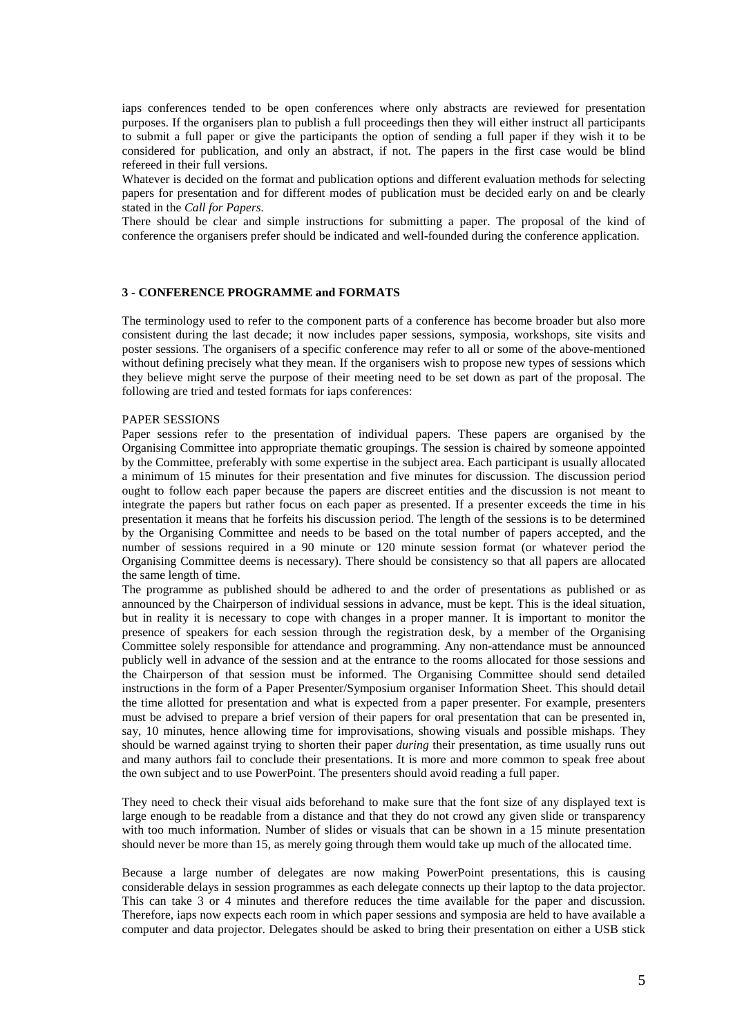iaps conferences tended to be open conferences where only abstracts are reviewed for presentation purposes. If the organisers plan to publish a full proceedings then they will either instruct all participants to submit a full paper or give the participants the option of sending a full paper if they wish it to be considered for publication, and only an abstract, if not. The papers in the first case would be blind refereed in their full versions.

Whatever is decided on the format and publication options and different evaluation methods for selecting papers for presentation and for different modes of publication must be decided early on and be clearly stated in the *Call for Papers.*

There should be clear and simple instructions for submitting a paper. The proposal of the kind of conference the organisers prefer should be indicated and well-founded during the conference application.

## 3 - CONFERENCE PROGRAMME and FORMATS

The terminology used to refer to the component parts of a conference has become broader but also more consistent during the last decade; it now includes paper sessions, symposia, workshops, site visits and poster sessions. The organisers of a specific conference may refer to all or some of the above-mentioned without defining precisely what they mean. If the organisers wish to propose new types of sessions which they believe might serve the purpose of their meeting need to be set down as part of the proposal. The following are tried and tested formats for iaps conferences:

### PAPER SESSIONS

Paper sessions refer to the presentation of individual papers. These papers are organised by the Organising Committee into appropriate thematic groupings. The session is chaired by someone appointed by the Committee, preferably with some expertise in the subject area. Each participant is usually allocated a minimum of 15 minutes for their presentation and five minutes for discussion. The discussion period ought to follow each paper because the papers are discreet entities and the discussion is not meant to integrate the papers but rather focus on each paper as presented. If a presenter exceeds the time in his presentation it means that he forfeits his discussion period. The length of the sessions is to be determined by the Organising Committee and needs to be based on the total number of papers accepted, and the number of sessions required in a 90 minute or 120 minute session format (or whatever period the Organising Committee deems is necessary). There should be consistency so that all papers are allocated the same length of time.

The programme as published should be adhered to and the order of presentations as published or as announced by the Chairperson of individual sessions in advance, must be kept. This is the ideal situation, but in reality it is necessary to cope with changes in a proper manner. It is important to monitor the presence of speakers for each session through the registration desk, by a member of the Organising Committee solely responsible for attendance and programming. Any non-attendance must be announced publicly well in advance of the session and at the entrance to the rooms allocated for those sessions and the Chairperson of that session must be informed. The Organising Committee should send detailed instructions in the form of a Paper Presenter/Symposium organiser Information Sheet. This should detail the time allotted for presentation and what is expected from a paper presenter. For example, presenters must be advised to prepare a brief version of their papers for oral presentation that can be presented in, say, 10 minutes, hence allowing time for improvisations, showing visuals and possible mishaps. They should be warned against trying to shorten their paper *during* their presentation, as time usually runs out and many authors fail to conclude their presentations. It is more and more common to speak free about the own subject and to use PowerPoint. The presenters should avoid reading a full paper.

They need to check their visual aids beforehand to make sure that the font size of any displayed text is large enough to be readable from a distance and that they do not crowd any given slide or transparency with too much information. Number of slides or visuals that can be shown in a 15 minute presentation should never be more than 15, as merely going through them would take up much of the allocated time.

Because a large number of delegates are now making PowerPoint presentations, this is causing considerable delays in session programmes as each delegate connects up their laptop to the data projector. This can take 3 or 4 minutes and therefore reduces the time available for the paper and discussion. Therefore, iaps now expects each room in which paper sessions and symposia are held to have available a computer and data projector. Delegates should be asked to bring their presentation on either a USB stick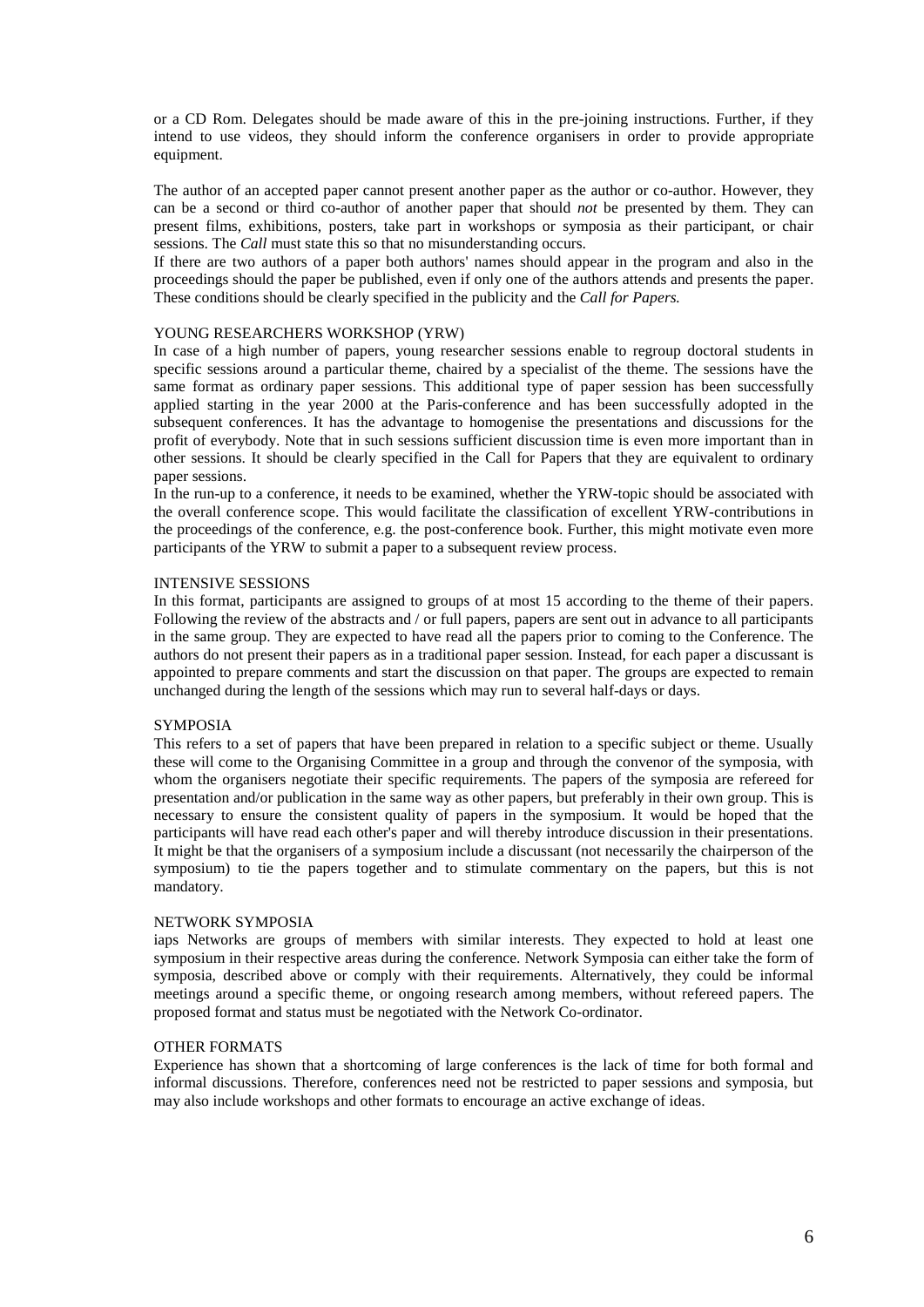or a CD Rom. Delegates should be made aware of this in the pre-joining instructions. Further, if they intend to use videos, they should inform the conference organisers in order to provide appropriate equipment.

The author of an accepted paper cannot present another paper as the author or co-author. However, they can be a second or third co-author of another paper that should *not* be presented by them. They can present films, exhibitions, posters, take part in workshops or symposia as their participant, or chair sessions. The *Call* must state this so that no misunderstanding occurs.

If there are two authors of a paper both authors' names should appear in the program and also in the proceedings should the paper be published, even if only one of the authors attends and presents the paper. These conditions should be clearly specified in the publicity and the *Call for Papers.*

## YOUNG RESEARCHERS WORKSHOP (YRW)

In case of a high number of papers, young researcher sessions enable to regroup doctoral students in specific sessions around a particular theme, chaired by a specialist of the theme. The sessions have the same format as ordinary paper sessions. This additional type of paper session has been successfully applied starting in the year 2000 at the Paris-conference and has been successfully adopted in the subsequent conferences. It has the advantage to homogenise the presentations and discussions for the profit of everybody. Note that in such sessions sufficient discussion time is even more important than in other sessions. It should be clearly specified in the Call for Papers that they are equivalent to ordinary paper sessions.

In the run-up to a conference, it needs to be examined, whether the YRW-topic should be associated with the overall conference scope. This would facilitate the classification of excellent YRW-contributions in the proceedings of the conference, e.g. the post-conference book. Further, this might motivate even more participants of the YRW to submit a paper to a subsequent review process.

## INTENSIVE SESSIONS

In this format, participants are assigned to groups of at most 15 according to the theme of their papers. Following the review of the abstracts and / or full papers, papers are sent out in advance to all participants in the same group. They are expected to have read all the papers prior to coming to the Conference. The authors do not present their papers as in a traditional paper session. Instead, for each paper a discussant is appointed to prepare comments and start the discussion on that paper. The groups are expected to remain unchanged during the length of the sessions which may run to several half-days or days.

## SYMPOSIA

This refers to a set of papers that have been prepared in relation to a specific subject or theme. Usually these will come to the Organising Committee in a group and through the convenor of the symposia, with whom the organisers negotiate their specific requirements. The papers of the symposia are refereed for presentation and/or publication in the same way as other papers, but preferably in their own group. This is necessary to ensure the consistent quality of papers in the symposium. It would be hoped that the participants will have read each other's paper and will thereby introduce discussion in their presentations. It might be that the organisers of a symposium include a discussant (not necessarily the chairperson of the symposium) to tie the papers together and to stimulate commentary on the papers, but this is not mandatory.

## NETWORK SYMPOSIA

iaps Networks are groups of members with similar interests. They expected to hold at least one symposium in their respective areas during the conference. Network Symposia can either take the form of symposia, described above or comply with their requirements. Alternatively, they could be informal meetings around a specific theme, or ongoing research among members, without refereed papers. The proposed format and status must be negotiated with the Network Co-ordinator.

## OTHER FORMATS

Experience has shown that a shortcoming of large conferences is the lack of time for both formal and informal discussions. Therefore, conferences need not be restricted to paper sessions and symposia, but may also include workshops and other formats to encourage an active exchange of ideas.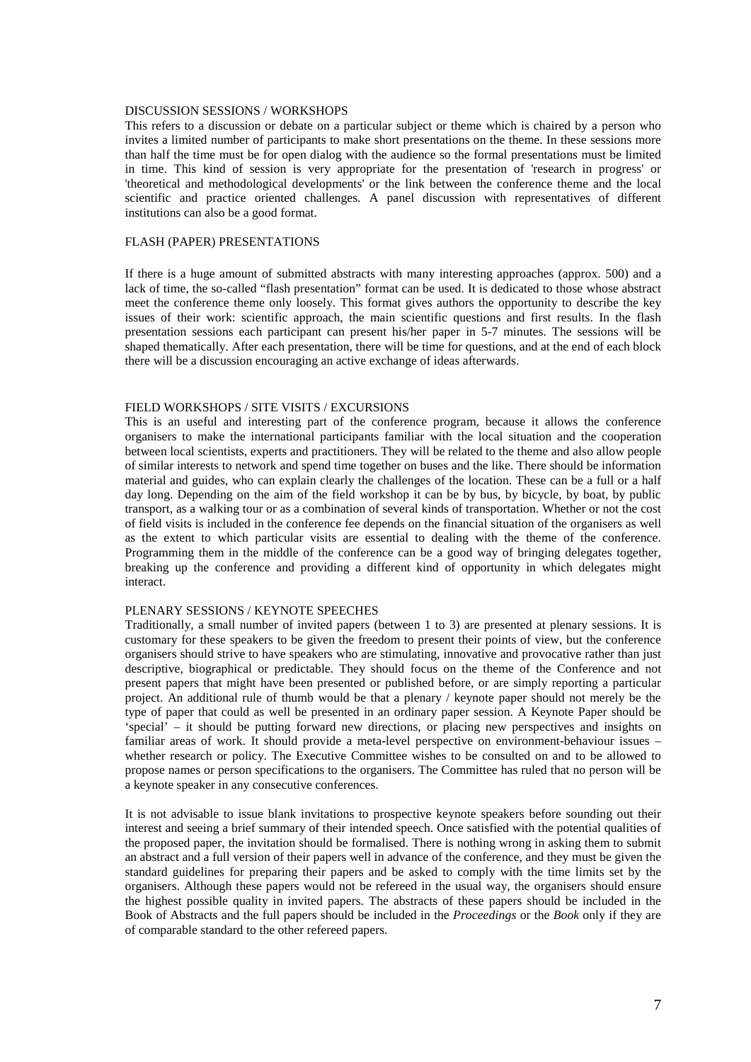### DISCUSSION SESSIONS / WORKSHOPS

This refers to a discussion or debate on a particular subject or theme which is chaired by a person who invites a limited number of participants to make short presentations on the theme. In these sessions more than half the time must be for open dialog with the audience so the formal presentations must be limited in time. This kind of session is very appropriate for the presentation of 'research in progress' or 'theoretical and methodological developments' or the link between the conference theme and the local scientific and practice oriented challenges. A panel discussion with representatives of different institutions can also be a good format.

### FLASH (PAPER) PRESENTATIONS

If there is a huge amount of submitted abstracts with many interesting approaches (approx. 500) and a lack of time, the so-called "flash presentation" format can be used. It is dedicated to those whose abstract meet the conference theme only loosely. This format gives authors the opportunity to describe the key issues of their work: scientific approach, the main scientific questions and first results. In the flash presentation sessions each participant can present his/her paper in 5-7 minutes. The sessions will be shaped thematically. After each presentation, there will be time for questions, and at the end of each block there will be a discussion encouraging an active exchange of ideas afterwards.

### FIELD WORKSHOPS / SITE VISITS / EXCURSIONS

This is an useful and interesting part of the conference program, because it allows the conference organisers to make the international participants familiar with the local situation and the cooperation between local scientists, experts and practitioners. They will be related to the theme and also allow people of similar interests to network and spend time together on buses and the like. There should be information material and guides, who can explain clearly the challenges of the location. These can be a full or a half day long. Depending on the aim of the field workshop it can be by bus, by bicycle, by boat, by public transport, as a walking tour or as a combination of several kinds of transportation. Whether or not the cost of field visits is included in the conference fee depends on the financial situation of the organisers as well as the extent to which particular visits are essential to dealing with the theme of the conference. Programming them in the middle of the conference can be a good way of bringing delegates together, breaking up the conference and providing a different kind of opportunity in which delegates might interact.

### PLENARY SESSIONS / KEYNOTE SPEECHES

Traditionally, a small number of invited papers (between 1 to 3) are presented at plenary sessions. It is customary for these speakers to be given the freedom to present their points of view, but the conference organisers should strive to have speakers who are stimulating, innovative and provocative rather than just descriptive, biographical or predictable. They should focus on the theme of the Conference and not present papers that might have been presented or published before, or are simply reporting a particular project. An additional rule of thumb would be that a plenary / keynote paper should not merely be the type of paper that could as well be presented in an ordinary paper session. A Keynote Paper should be 'special' – it should be putting forward new directions, or placing new perspectives and insights on familiar areas of work. It should provide a meta-level perspective on environment-behaviour issues – whether research or policy. The Executive Committee wishes to be consulted on and to be allowed to propose names or person specifications to the organisers. The Committee has ruled that no person will be a keynote speaker in any consecutive conferences.

It is not advisable to issue blank invitations to prospective keynote speakers before sounding out their interest and seeing a brief summary of their intended speech. Once satisfied with the potential qualities of the proposed paper, the invitation should be formalised. There is nothing wrong in asking them to submit an abstract and a full version of their papers well in advance of the conference, and they must be given the standard guidelines for preparing their papers and be asked to comply with the time limits set by the organisers. Although these papers would not be refereed in the usual way, the organisers should ensure the highest possible quality in invited papers. The abstracts of these papers should be included in the Book of Abstracts and the full papers should be included in the *Proceedings* or the *Book* only if they are of comparable standard to the other refereed papers.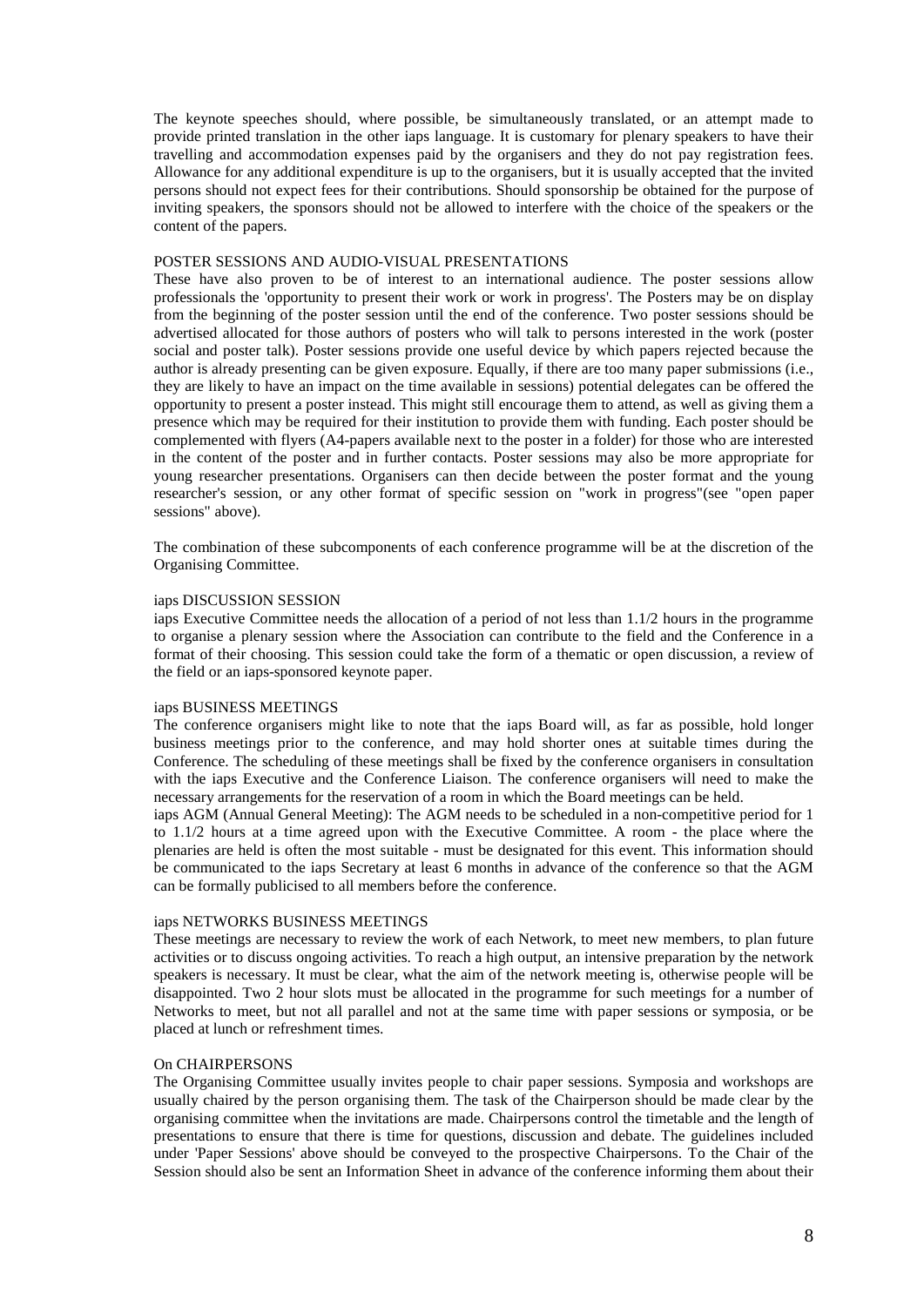The keynote speeches should, where possible, be simultaneously translated, or an attempt made to provide printed translation in the other iaps language. It is customary for plenary speakers to have their travelling and accommodation expenses paid by the organisers and they do not pay registration fees. Allowance for any additional expenditure is up to the organisers, but it is usually accepted that the invited persons should not expect fees for their contributions. Should sponsorship be obtained for the purpose of inviting speakers, the sponsors should not be allowed to interfere with the choice of the speakers or the content of the papers.

### POSTER SESSIONS AND AUDIO-VISUAL PRESENTATIONS

These have also proven to be of interest to an international audience. The poster sessions allow professionals the 'opportunity to present their work or work in progress'. The Posters may be on display from the beginning of the poster session until the end of the conference. Two poster sessions should be advertised allocated for those authors of posters who will talk to persons interested in the work (poster social and poster talk). Poster sessions provide one useful device by which papers rejected because the author is already presenting can be given exposure. Equally, if there are too many paper submissions (i.e., they are likely to have an impact on the time available in sessions) potential delegates can be offered the opportunity to present a poster instead. This might still encourage them to attend, as well as giving them a presence which may be required for their institution to provide them with funding. Each poster should be complemented with flyers (A4-papers available next to the poster in a folder) for those who are interested in the content of the poster and in further contacts. Poster sessions may also be more appropriate for young researcher presentations. Organisers can then decide between the poster format and the young researcher's session, or any other format of specific session on "work in progress"(see "open paper sessions" above).

The combination of these subcomponents of each conference programme will be at the discretion of the Organising Committee.

### iaps DISCUSSION SESSION

iaps Executive Committee needs the allocation of a period of not less than 1.1/2 hours in the programme to organise a plenary session where the Association can contribute to the field and the Conference in a format of their choosing. This session could take the form of a thematic or open discussion, a review of the field or an iaps-sponsored keynote paper.

### iaps BUSINESS MEETINGS

The conference organisers might like to note that the iaps Board will, as far as possible, hold longer business meetings prior to the conference, and may hold shorter ones at suitable times during the Conference. The scheduling of these meetings shall be fixed by the conference organisers in consultation with the iaps Executive and the Conference Liaison. The conference organisers will need to make the necessary arrangements for the reservation of a room in which the Board meetings can be held.

iaps AGM (Annual General Meeting): The AGM needs to be scheduled in a non-competitive period for 1 to 1.1/2 hours at a time agreed upon with the Executive Committee. A room - the place where the plenaries are held is often the most suitable - must be designated for this event. This information should be communicated to the iaps Secretary at least 6 months in advance of the conference so that the AGM can be formally publicised to all members before the conference.

### iaps NETWORKS BUSINESS MEETINGS

These meetings are necessary to review the work of each Network, to meet new members, to plan future activities or to discuss ongoing activities. To reach a high output, an intensive preparation by the network speakers is necessary. It must be clear, what the aim of the network meeting is, otherwise people will be disappointed. Two 2 hour slots must be allocated in the programme for such meetings for a number of Networks to meet, but not all parallel and not at the same time with paper sessions or symposia, or be placed at lunch or refreshment times.

### On CHAIRPERSONS

The Organising Committee usually invites people to chair paper sessions. Symposia and workshops are usually chaired by the person organising them. The task of the Chairperson should be made clear by the organising committee when the invitations are made. Chairpersons control the timetable and the length of presentations to ensure that there is time for questions, discussion and debate. The guidelines included under 'Paper Sessions' above should be conveyed to the prospective Chairpersons. To the Chair of the Session should also be sent an Information Sheet in advance of the conference informing them about their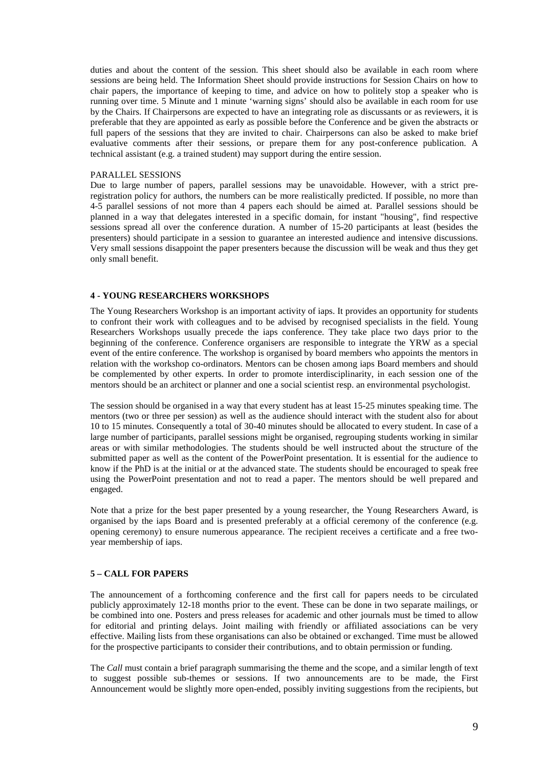duties and about the content of the session. This sheet should also be available in each room where sessions are being held. The Information Sheet should provide instructions for Session Chairs on how to chair papers, the importance of keeping to time, and advice on how to politely stop a speaker who is running over time. 5 Minute and 1 minute 'warning signs' should also be available in each room for use by the Chairs. If Chairpersons are expected to have an integrating role as discussants or as reviewers, it is preferable that they are appointed as early as possible before the Conference and be given the abstracts or full papers of the sessions that they are invited to chair. Chairpersons can also be asked to make brief evaluative comments after their sessions, or prepare them for any post-conference publication. A technical assistant (e.g. a trained student) may support during the entire session.

PARALLEL SESSIONS

Due to large number of papers, parallel sessions may be unavoidable. However, with a strict pre-registration policy for authors, the numbers can be more realistically predicted. If possible, no more than 4-5 parallel sessions of not more than 4 papers each should be aimed at. Parallel sessions should be planned in a way that delegates interested in a specific domain, for instant "housing", find respective sessions spread all over the conference duration. A number of 15-20 participants at least (besides the presenters) should participate in a session to guarantee an interested audience and intensive discussions. Very small sessions disappoint the paper presenters because the discussion will be weak and thus they get only small benefit.

## 4 - YOUNG RESEARCHERS WORKSHOPS

The Young Researchers Workshop is an important activity of iaps. It provides an opportunity for students to confront their work with colleagues and to be advised by recognised specialists in the field. Young Researchers Workshops usually precede the iaps conference. They take place two days prior to the beginning of the conference. Conference organisers are responsible to integrate the YRW as a special event of the entire conference. The workshop is organised by board members who appoints the mentors in relation with the workshop co-ordinators. Mentors can be chosen among iaps Board members and should be complemented by other experts. In order to promote interdisciplinarity, in each session one of the mentors should be an architect or planner and one a social scientist resp. an environmental psychologist.

The session should be organised in a way that every student has at least 15-25 minutes speaking time. The mentors (two or three per session) as well as the audience should interact with the student also for about 10 to 15 minutes. Consequently a total of 30-40 minutes should be allocated to every student. In case of a large number of participants, parallel sessions might be organised, regrouping students working in similar areas or with similar methodologies. The students should be well instructed about the structure of the submitted paper as well as the content of the PowerPoint presentation. It is essential for the audience to know if the PhD is at the initial or at the advanced state. The students should be encouraged to speak free using the PowerPoint presentation and not to read a paper. The mentors should be well prepared and engaged.

Note that a prize for the best paper presented by a young researcher, the Young Researchers Award, is organised by the iaps Board and is presented preferably at a official ceremony of the conference (e.g. opening ceremony) to ensure numerous appearance. The recipient receives a certificate and a free two-year membership of iaps.

## 5 – CALL FOR PAPERS

The announcement of a forthcoming conference and the first call for papers needs to be circulated publicly approximately 12-18 months prior to the event. These can be done in two separate mailings, or be combined into one. Posters and press releases for academic and other journals must be timed to allow for editorial and printing delays. Joint mailing with friendly or affiliated associations can be very effective. Mailing lists from these organisations can also be obtained or exchanged. Time must be allowed for the prospective participants to consider their contributions, and to obtain permission or funding.

The *Call* must contain a brief paragraph summarising the theme and the scope, and a similar length of text to suggest possible sub-themes or sessions. If two announcements are to be made, the First Announcement would be slightly more open-ended, possibly inviting suggestions from the recipients, but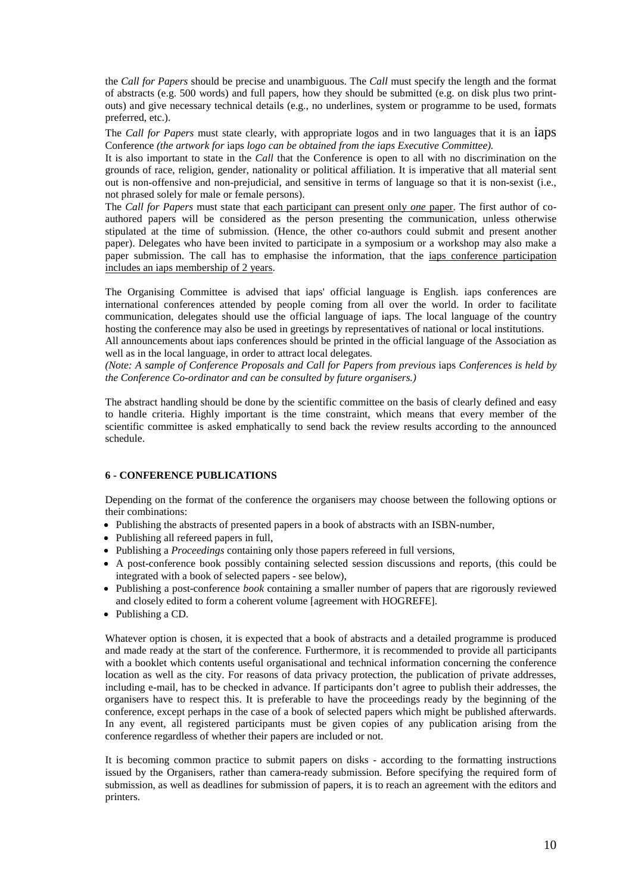the *Call for Papers* should be precise and unambiguous. The *Call* must specify the length and the format of abstracts (e.g. 500 words) and full papers, how they should be submitted (e.g. on disk plus two print-outs) and give necessary technical details (e.g., no underlines, system or programme to be used, formats preferred, etc.).

The *Call for Papers* must state clearly, with appropriate logos and in two languages that it is an iaps Conference *(the artwork for* iaps *logo can be obtained from the iaps Executive Committee).*

It is also important to state in the *Call* that the Conference is open to all with no discrimination on the grounds of race, religion, gender, nationality or political affiliation. It is imperative that all material sent out is non-offensive and non-prejudicial, and sensitive in terms of language so that it is non-sexist (i.e., not phrased solely for male or female persons).

The *Call for Papers* must state that <u>each participant can present only *one* paper</u>. The first author of co-authored papers will be considered as the person presenting the communication, unless otherwise stipulated at the time of submission. (Hence, the other co-authors could submit and present another paper). Delegates who have been invited to participate in a symposium or a workshop may also make a paper submission. The call has to emphasise the information, that the <u>iaps conference participation includes an iaps membership of 2 years</u>.

The Organising Committee is advised that iaps' official language is English. iaps conferences are international conferences attended by people coming from all over the world. In order to facilitate communication, delegates should use the official language of iaps. The local language of the country hosting the conference may also be used in greetings by representatives of national or local institutions.

All announcements about iaps conferences should be printed in the official language of the Association as well as in the local language, in order to attract local delegates.

*(Note: A sample of Conference Proposals and Call for Papers from previous* iaps *Conferences is held by the Conference Co-ordinator and can be consulted by future organisers.)*

The abstract handling should be done by the scientific committee on the basis of clearly defined and easy to handle criteria. Highly important is the time constraint, which means that every member of the scientific committee is asked emphatically to send back the review results according to the announced schedule.

### 6 - CONFERENCE PUBLICATIONS

Depending on the format of the conference the organisers may choose between the following options or their combinations:

- Publishing the abstracts of presented papers in a book of abstracts with an ISBN-number,
- Publishing all refereed papers in full,
- Publishing a *Proceedings* containing only those papers refereed in full versions,
- A post-conference book possibly containing selected session discussions and reports, (this could be integrated with a book of selected papers - see below),
- Publishing a post-conference *book* containing a smaller number of papers that are rigorously reviewed and closely edited to form a coherent volume [agreement with HOGREFE].
- Publishing a CD.

Whatever option is chosen, it is expected that a book of abstracts and a detailed programme is produced and made ready at the start of the conference. Furthermore, it is recommended to provide all participants with a booklet which contents useful organisational and technical information concerning the conference location as well as the city. For reasons of data privacy protection, the publication of private addresses, including e-mail, has to be checked in advance. If participants don't agree to publish their addresses, the organisers have to respect this. It is preferable to have the proceedings ready by the beginning of the conference, except perhaps in the case of a book of selected papers which might be published afterwards. In any event, all registered participants must be given copies of any publication arising from the conference regardless of whether their papers are included or not.

It is becoming common practice to submit papers on disks - according to the formatting instructions issued by the Organisers, rather than camera-ready submission. Before specifying the required form of submission, as well as deadlines for submission of papers, it is to reach an agreement with the editors and printers.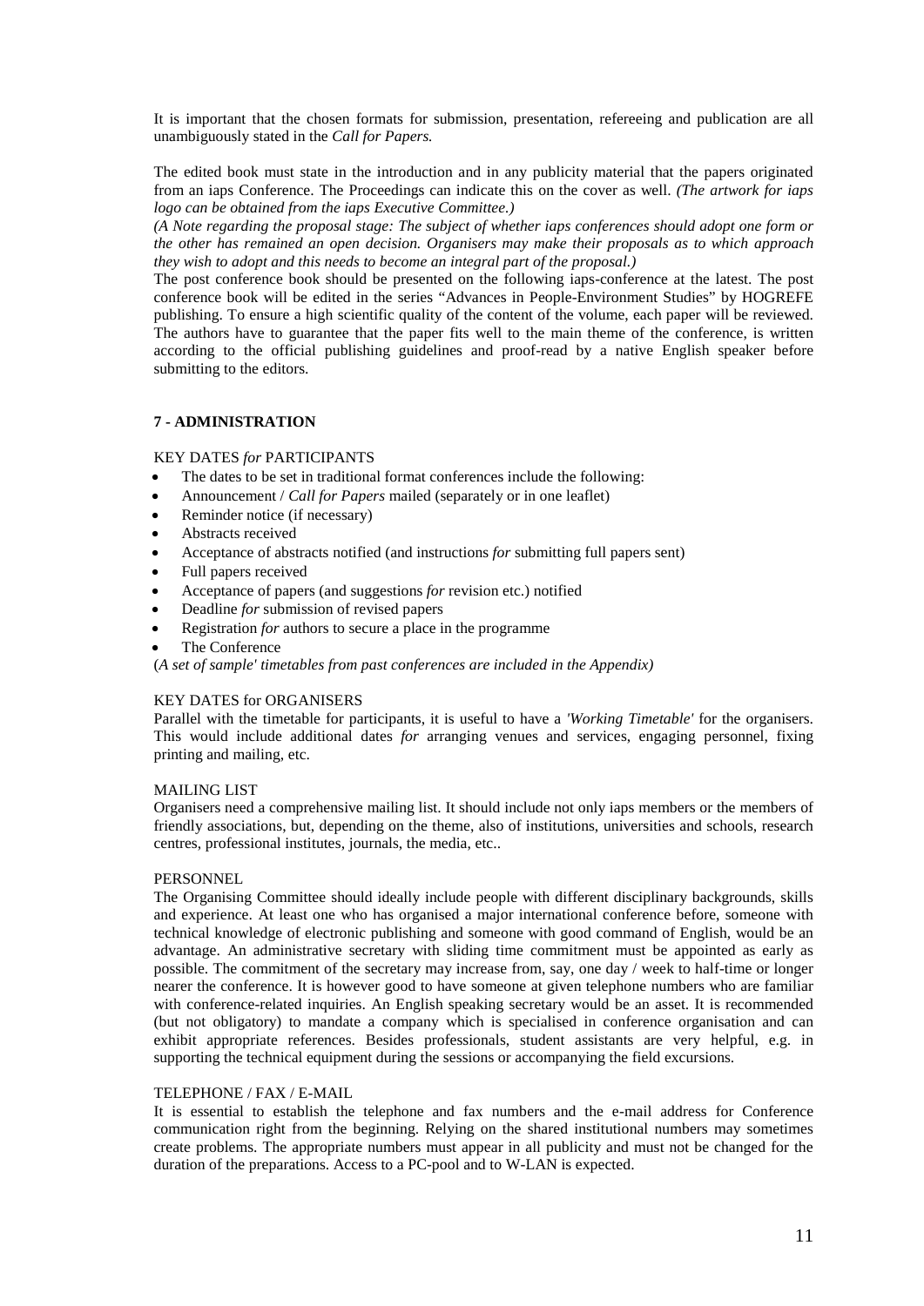It is important that the chosen formats for submission, presentation, refereeing and publication are all unambiguously stated in the *Call for Papers.*

The edited book must state in the introduction and in any publicity material that the papers originated from an iaps Conference. The Proceedings can indicate this on the cover as well. *(The artwork for iaps logo can be obtained from the iaps Executive Committee.)*

*(A Note regarding the proposal stage: The subject of whether iaps conferences should adopt one form or the other has remained an open decision. Organisers may make their proposals as to which approach they wish to adopt and this needs to become an integral part of the proposal.)*

The post conference book should be presented on the following iaps-conference at the latest. The post conference book will be edited in the series "Advances in People-Environment Studies" by HOGREFE publishing. To ensure a high scientific quality of the content of the volume, each paper will be reviewed. The authors have to guarantee that the paper fits well to the main theme of the conference, is written according to the official publishing guidelines and proof-read by a native English speaker before submitting to the editors.

## 7 - ADMINISTRATION

KEY DATES *for* PARTICIPANTS

- The dates to be set in traditional format conferences include the following:
- Announcement / *Call for Papers* mailed (separately or in one leaflet)
- Reminder notice (if necessary)
- Abstracts received
- Acceptance of abstracts notified (and instructions *for* submitting full papers sent)
- Full papers received
- Acceptance of papers (and suggestions *for* revision etc.) notified
- Deadline *for* submission of revised papers
- Registration *for* authors to secure a place in the programme
- The Conference

(*A set of sample' timetables from past conferences are included in the Appendix)*

KEY DATES for ORGANISERS

Parallel with the timetable for participants, it is useful to have a *'Working Timetable'* for the organisers. This would include additional dates *for* arranging venues and services, engaging personnel, fixing printing and mailing, etc.

MAILING LIST

Organisers need a comprehensive mailing list. It should include not only iaps members or the members of friendly associations, but, depending on the theme, also of institutions, universities and schools, research centres, professional institutes, journals, the media, etc..

PERSONNEL

The Organising Committee should ideally include people with different disciplinary backgrounds, skills and experience. At least one who has organised a major international conference before, someone with technical knowledge of electronic publishing and someone with good command of English, would be an advantage. An administrative secretary with sliding time commitment must be appointed as early as possible. The commitment of the secretary may increase from, say, one day / week to half-time or longer nearer the conference. It is however good to have someone at given telephone numbers who are familiar with conference-related inquiries. An English speaking secretary would be an asset. It is recommended (but not obligatory) to mandate a company which is specialised in conference organisation and can exhibit appropriate references. Besides professionals, student assistants are very helpful, e.g. in supporting the technical equipment during the sessions or accompanying the field excursions.

TELEPHONE / FAX / E-MAIL

It is essential to establish the telephone and fax numbers and the e-mail address for Conference communication right from the beginning. Relying on the shared institutional numbers may sometimes create problems. The appropriate numbers must appear in all publicity and must not be changed for the duration of the preparations. Access to a PC-pool and to W-LAN is expected.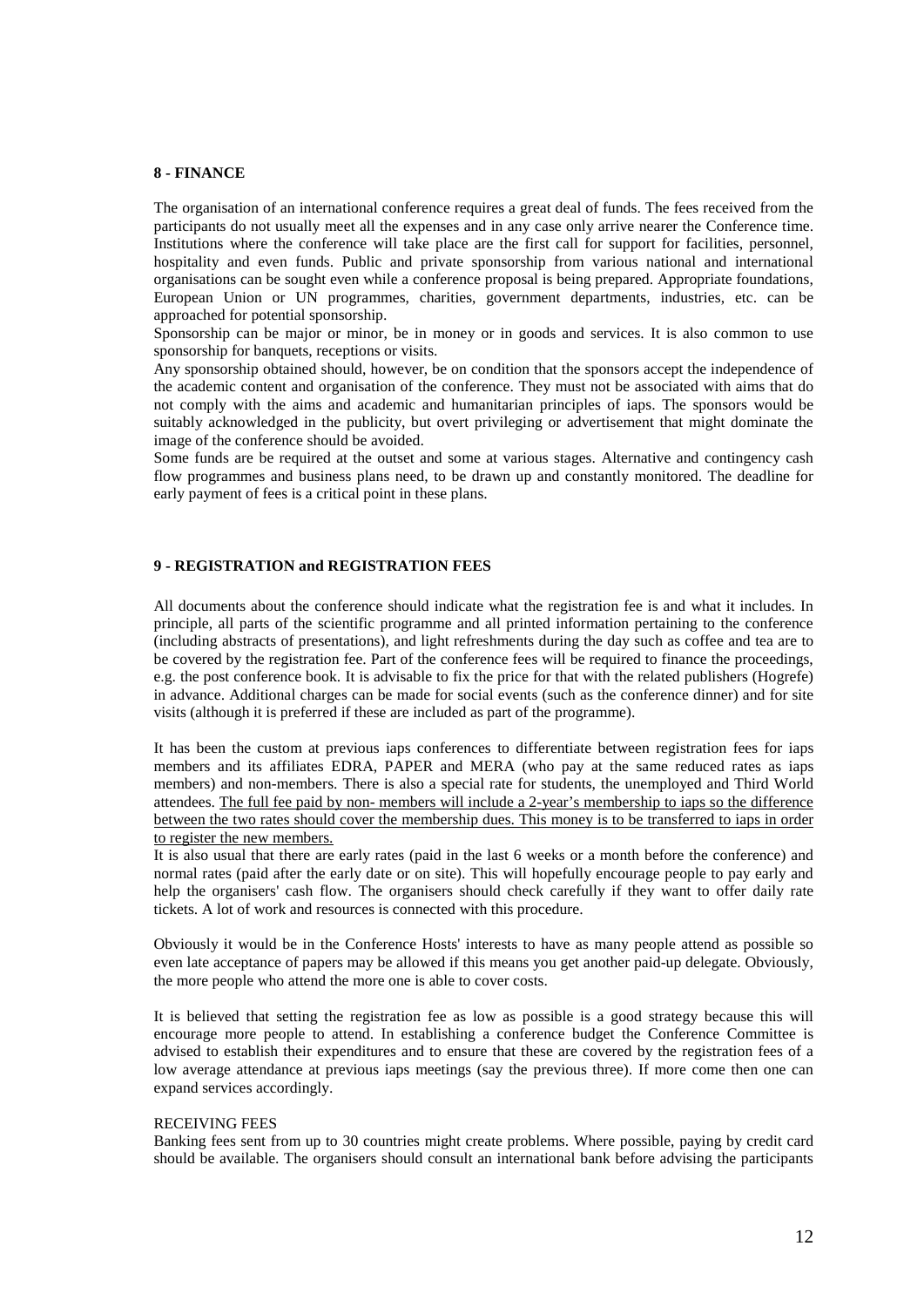**8 - FINANCE**

The organisation of an international conference requires a great deal of funds. The fees received from the participants do not usually meet all the expenses and in any case only arrive nearer the Conference time. Institutions where the conference will take place are the first call for support for facilities, personnel, hospitality and even funds. Public and private sponsorship from various national and international organisations can be sought even while a conference proposal is being prepared. Appropriate foundations, European Union or UN programmes, charities, government departments, industries, etc. can be approached for potential sponsorship.

Sponsorship can be major or minor, be in money or in goods and services. It is also common to use sponsorship for banquets, receptions or visits.

Any sponsorship obtained should, however, be on condition that the sponsors accept the independence of the academic content and organisation of the conference. They must not be associated with aims that do not comply with the aims and academic and humanitarian principles of iaps. The sponsors would be suitably acknowledged in the publicity, but overt privileging or advertisement that might dominate the image of the conference should be avoided.

Some funds are be required at the outset and some at various stages. Alternative and contingency cash flow programmes and business plans need, to be drawn up and constantly monitored. The deadline for early payment of fees is a critical point in these plans.

**9 - REGISTRATION and REGISTRATION FEES**

All documents about the conference should indicate what the registration fee is and what it includes. In principle, all parts of the scientific programme and all printed information pertaining to the conference (including abstracts of presentations), and light refreshments during the day such as coffee and tea are to be covered by the registration fee. Part of the conference fees will be required to finance the proceedings, e.g. the post conference book. It is advisable to fix the price for that with the related publishers (Hogrefe) in advance. Additional charges can be made for social events (such as the conference dinner) and for site visits (although it is preferred if these are included as part of the programme).

It has been the custom at previous iaps conferences to differentiate between registration fees for iaps members and its affiliates EDRA, PAPER and MERA (who pay at the same reduced rates as iaps members) and non-members. There is also a special rate for students, the unemployed and Third World attendees. <u>The full fee paid by non- members will include a 2-year's membership to iaps so the difference between the two rates should cover the membership dues. This money is to be transferred to iaps in order to register the new members.</u>

It is also usual that there are early rates (paid in the last 6 weeks or a month before the conference) and normal rates (paid after the early date or on site). This will hopefully encourage people to pay early and help the organisers' cash flow. The organisers should check carefully if they want to offer daily rate tickets. A lot of work and resources is connected with this procedure.

Obviously it would be in the Conference Hosts' interests to have as many people attend as possible so even late acceptance of papers may be allowed if this means you get another paid-up delegate. Obviously, the more people who attend the more one is able to cover costs.

It is believed that setting the registration fee as low as possible is a good strategy because this will encourage more people to attend. In establishing a conference budget the Conference Committee is advised to establish their expenditures and to ensure that these are covered by the registration fees of a low average attendance at previous iaps meetings (say the previous three). If more come then one can expand services accordingly.

RECEIVING FEES

Banking fees sent from up to 30 countries might create problems. Where possible, paying by credit card should be available. The organisers should consult an international bank before advising the participants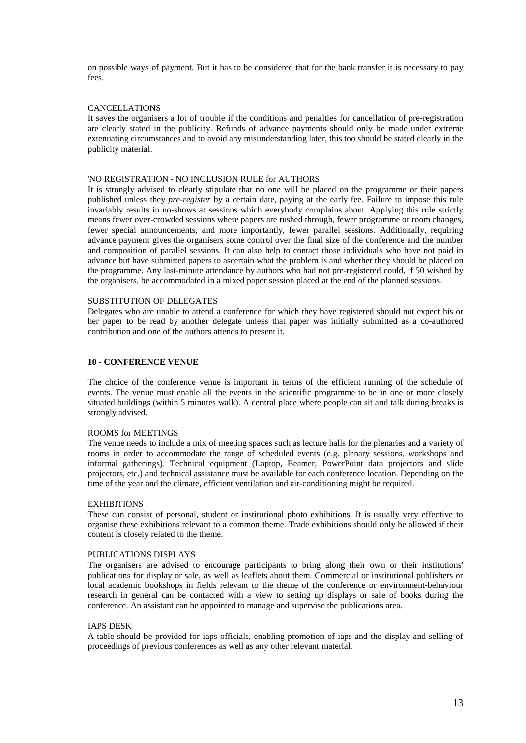on possible ways of payment. But it has to be considered that for the bank transfer it is necessary to pay fees.

CANCELLATIONS

It saves the organisers a lot of trouble if the conditions and penalties for cancellation of pre-registration are clearly stated in the publicity. Refunds of advance payments should only be made under extreme extenuating circumstances and to avoid any misunderstanding later, this too should be stated clearly in the publicity material.

'NO REGISTRATION - NO INCLUSION RULE for AUTHORS

It is strongly advised to clearly stipulate that no one will be placed on the programme or their papers published unless they *pre-register* by a certain date, paying at the early fee. Failure to impose this rule invariably results in no-shows at sessions which everybody complains about. Applying this rule strictly means fewer over-crowded sessions where papers are rushed through, fewer programme or room changes, fewer special announcements, and more importantly, fewer parallel sessions. Additionally, requiring advance payment gives the organisers some control over the final size of the conference and the number and composition of parallel sessions. It can also help to contact those individuals who have not paid in advance but have submitted papers to ascertain what the problem is and whether they should be placed on the programme. Any last-minute attendance by authors who had not pre-registered could, if 50 wished by the organisers, be accommodated in a mixed paper session placed at the end of the planned sessions.

SUBSTITUTION OF DELEGATES

Delegates who are unable to attend a conference for which they have registered should not expect his or her paper to be read by another delegate unless that paper was initially submitted as a co-authored contribution and one of the authors attends to present it.

## 10 - CONFERENCE VENUE

The choice of the conference venue is important in terms of the efficient running of the schedule of events. The venue must enable all the events in the scientific programme to be in one or more closely situated buildings (within 5 minutes walk). A central place where people can sit and talk during breaks is strongly advised.

ROOMS for MEETINGS

The venue needs to include a mix of meeting spaces such as lecture halls for the plenaries and a variety of rooms in order to accommodate the range of scheduled events (e.g. plenary sessions, workshops and informal gatherings). Technical equipment (Laptop, Beamer, PowerPoint data projectors and slide projectors, etc.) and technical assistance must be available for each conference location. Depending on the time of the year and the climate, efficient ventilation and air-conditioning might be required.

EXHIBITIONS

These can consist of personal, student or institutional photo exhibitions. It is usually very effective to organise these exhibitions relevant to a common theme. Trade exhibitions should only be allowed if their content is closely related to the theme.

PUBLICATIONS DISPLAYS

The organisers are advised to encourage participants to bring along their own or their institutions' publications for display or sale, as well as leaflets about them. Commercial or institutional publishers or local academic bookshops in fields relevant to the theme of the conference or environment-behaviour research in general can be contacted with a view to setting up displays or sale of books during the conference. An assistant can be appointed to manage and supervise the publications area.

IAPS DESK

A table should be provided for iaps officials, enabling promotion of iaps and the display and selling of proceedings of previous conferences as well as any other relevant material.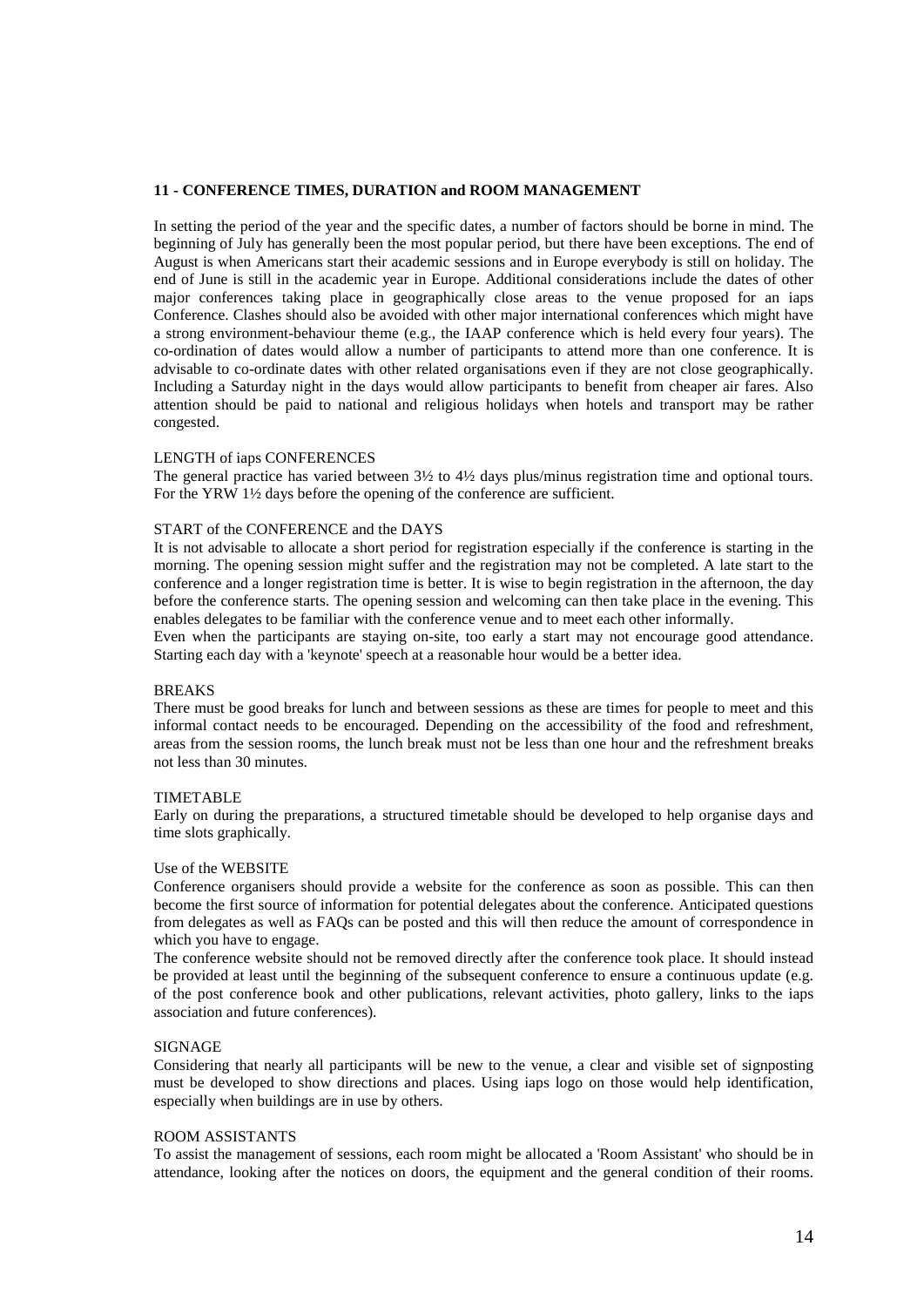## 11 - CONFERENCE TIMES, DURATION and ROOM MANAGEMENT

In setting the period of the year and the specific dates, a number of factors should be borne in mind. The beginning of July has generally been the most popular period, but there have been exceptions. The end of August is when Americans start their academic sessions and in Europe everybody is still on holiday. The end of June is still in the academic year in Europe. Additional considerations include the dates of other major conferences taking place in geographically close areas to the venue proposed for an iaps Conference. Clashes should also be avoided with other major international conferences which might have a strong environment-behaviour theme (e.g., the IAAP conference which is held every four years). The co-ordination of dates would allow a number of participants to attend more than one conference. It is advisable to co-ordinate dates with other related organisations even if they are not close geographically. Including a Saturday night in the days would allow participants to benefit from cheaper air fares. Also attention should be paid to national and religious holidays when hotels and transport may be rather congested.

### LENGTH of iaps CONFERENCES

The general practice has varied between 3½ to 4½ days plus/minus registration time and optional tours. For the YRW 1½ days before the opening of the conference are sufficient.

### START of the CONFERENCE and the DAYS

It is not advisable to allocate a short period for registration especially if the conference is starting in the morning. The opening session might suffer and the registration may not be completed. A late start to the conference and a longer registration time is better. It is wise to begin registration in the afternoon, the day before the conference starts. The opening session and welcoming can then take place in the evening. This enables delegates to be familiar with the conference venue and to meet each other informally.

Even when the participants are staying on-site, too early a start may not encourage good attendance. Starting each day with a 'keynote' speech at a reasonable hour would be a better idea.

### BREAKS

There must be good breaks for lunch and between sessions as these are times for people to meet and this informal contact needs to be encouraged. Depending on the accessibility of the food and refreshment, areas from the session rooms, the lunch break must not be less than one hour and the refreshment breaks not less than 30 minutes.

### TIMETABLE

Early on during the preparations, a structured timetable should be developed to help organise days and time slots graphically.

### Use of the WEBSITE

Conference organisers should provide a website for the conference as soon as possible. This can then become the first source of information for potential delegates about the conference. Anticipated questions from delegates as well as FAQs can be posted and this will then reduce the amount of correspondence in which you have to engage.

The conference website should not be removed directly after the conference took place. It should instead be provided at least until the beginning of the subsequent conference to ensure a continuous update (e.g. of the post conference book and other publications, relevant activities, photo gallery, links to the iaps association and future conferences).

### SIGNAGE

Considering that nearly all participants will be new to the venue, a clear and visible set of signposting must be developed to show directions and places. Using iaps logo on those would help identification, especially when buildings are in use by others.

### ROOM ASSISTANTS

To assist the management of sessions, each room might be allocated a 'Room Assistant' who should be in attendance, looking after the notices on doors, the equipment and the general condition of their rooms.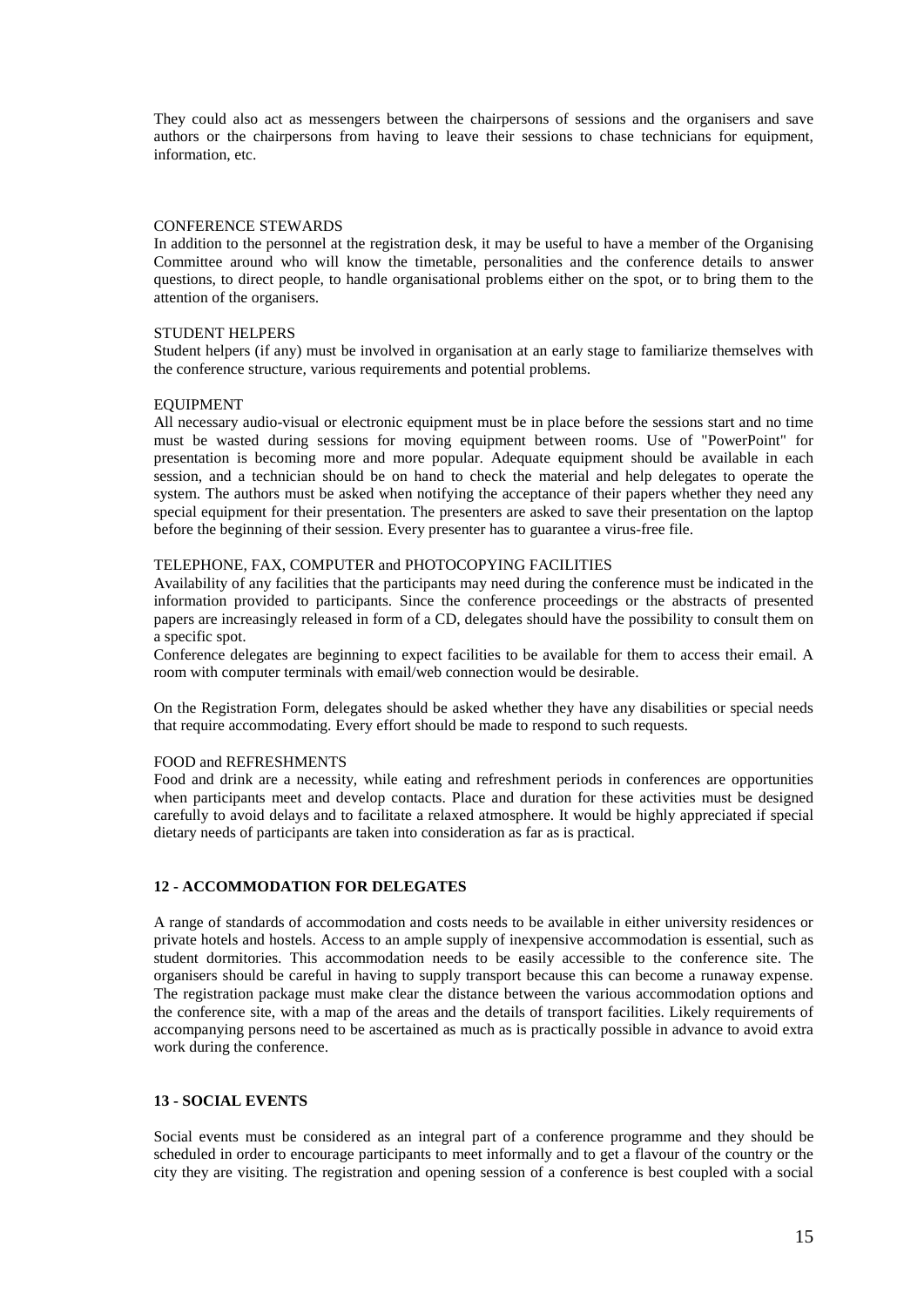They could also act as messengers between the chairpersons of sessions and the organisers and save authors or the chairpersons from having to leave their sessions to chase technicians for equipment, information, etc.

CONFERENCE STEWARDS

In addition to the personnel at the registration desk, it may be useful to have a member of the Organising Committee around who will know the timetable, personalities and the conference details to answer questions, to direct people, to handle organisational problems either on the spot, or to bring them to the attention of the organisers.

STUDENT HELPERS

Student helpers (if any) must be involved in organisation at an early stage to familiarize themselves with the conference structure, various requirements and potential problems.

EQUIPMENT

All necessary audio-visual or electronic equipment must be in place before the sessions start and no time must be wasted during sessions for moving equipment between rooms. Use of "PowerPoint" for presentation is becoming more and more popular. Adequate equipment should be available in each session, and a technician should be on hand to check the material and help delegates to operate the system. The authors must be asked when notifying the acceptance of their papers whether they need any special equipment for their presentation. The presenters are asked to save their presentation on the laptop before the beginning of their session. Every presenter has to guarantee a virus-free file.

TELEPHONE, FAX, COMPUTER and PHOTOCOPYING FACILITIES

Availability of any facilities that the participants may need during the conference must be indicated in the information provided to participants. Since the conference proceedings or the abstracts of presented papers are increasingly released in form of a CD, delegates should have the possibility to consult them on a specific spot.

Conference delegates are beginning to expect facilities to be available for them to access their email. A room with computer terminals with email/web connection would be desirable.

On the Registration Form, delegates should be asked whether they have any disabilities or special needs that require accommodating. Every effort should be made to respond to such requests.

FOOD and REFRESHMENTS

Food and drink are a necessity, while eating and refreshment periods in conferences are opportunities when participants meet and develop contacts. Place and duration for these activities must be designed carefully to avoid delays and to facilitate a relaxed atmosphere. It would be highly appreciated if special dietary needs of participants are taken into consideration as far as is practical.

## 12 - ACCOMMODATION FOR DELEGATES

A range of standards of accommodation and costs needs to be available in either university residences or private hotels and hostels. Access to an ample supply of inexpensive accommodation is essential, such as student dormitories. This accommodation needs to be easily accessible to the conference site. The organisers should be careful in having to supply transport because this can become a runaway expense. The registration package must make clear the distance between the various accommodation options and the conference site, with a map of the areas and the details of transport facilities. Likely requirements of accompanying persons need to be ascertained as much as is practically possible in advance to avoid extra work during the conference.

## 13 - SOCIAL EVENTS

Social events must be considered as an integral part of a conference programme and they should be scheduled in order to encourage participants to meet informally and to get a flavour of the country or the city they are visiting. The registration and opening session of a conference is best coupled with a social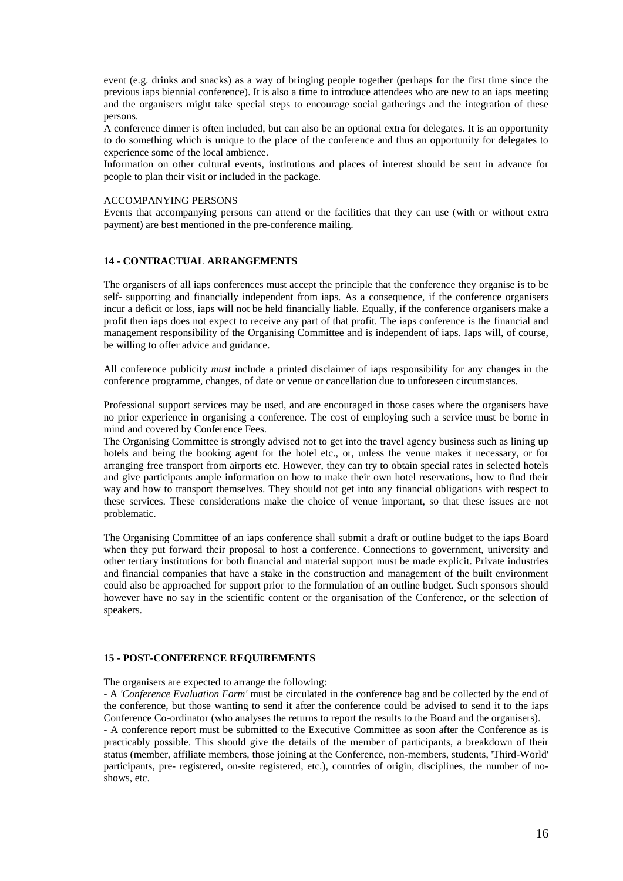event (e.g. drinks and snacks) as a way of bringing people together (perhaps for the first time since the previous iaps biennial conference). It is also a time to introduce attendees who are new to an iaps meeting and the organisers might take special steps to encourage social gatherings and the integration of these persons.

A conference dinner is often included, but can also be an optional extra for delegates. It is an opportunity to do something which is unique to the place of the conference and thus an opportunity for delegates to experience some of the local ambience.

Information on other cultural events, institutions and places of interest should be sent in advance for people to plan their visit or included in the package.

ACCOMPANYING PERSONS

Events that accompanying persons can attend or the facilities that they can use (with or without extra payment) are best mentioned in the pre-conference mailing.

### 14 - CONTRACTUAL ARRANGEMENTS

The organisers of all iaps conferences must accept the principle that the conference they organise is to be self- supporting and financially independent from iaps. As a consequence, if the conference organisers incur a deficit or loss, iaps will not be held financially liable. Equally, if the conference organisers make a profit then iaps does not expect to receive any part of that profit. The iaps conference is the financial and management responsibility of the Organising Committee and is independent of iaps. Iaps will, of course, be willing to offer advice and guidance.

All conference publicity *must* include a printed disclaimer of iaps responsibility for any changes in the conference programme, changes, of date or venue or cancellation due to unforeseen circumstances.

Professional support services may be used, and are encouraged in those cases where the organisers have no prior experience in organising a conference. The cost of employing such a service must be borne in mind and covered by Conference Fees.

The Organising Committee is strongly advised not to get into the travel agency business such as lining up hotels and being the booking agent for the hotel etc., or, unless the venue makes it necessary, or for arranging free transport from airports etc. However, they can try to obtain special rates in selected hotels and give participants ample information on how to make their own hotel reservations, how to find their way and how to transport themselves. They should not get into any financial obligations with respect to these services. These considerations make the choice of venue important, so that these issues are not problematic.

The Organising Committee of an iaps conference shall submit a draft or outline budget to the iaps Board when they put forward their proposal to host a conference. Connections to government, university and other tertiary institutions for both financial and material support must be made explicit. Private industries and financial companies that have a stake in the construction and management of the built environment could also be approached for support prior to the formulation of an outline budget. Such sponsors should however have no say in the scientific content or the organisation of the Conference, or the selection of speakers.

### 15 - POST-CONFERENCE REQUIREMENTS

The organisers are expected to arrange the following:

- A *'Conference Evaluation Form'* must be circulated in the conference bag and be collected by the end of the conference, but those wanting to send it after the conference could be advised to send it to the iaps Conference Co-ordinator (who analyses the returns to report the results to the Board and the organisers).
- A conference report must be submitted to the Executive Committee as soon after the Conference as is practicably possible. This should give the details of the member of participants, a breakdown of their status (member, affiliate members, those joining at the Conference, non-members, students, 'Third-World' participants, pre- registered, on-site registered, etc.), countries of origin, disciplines, the number of no-shows, etc.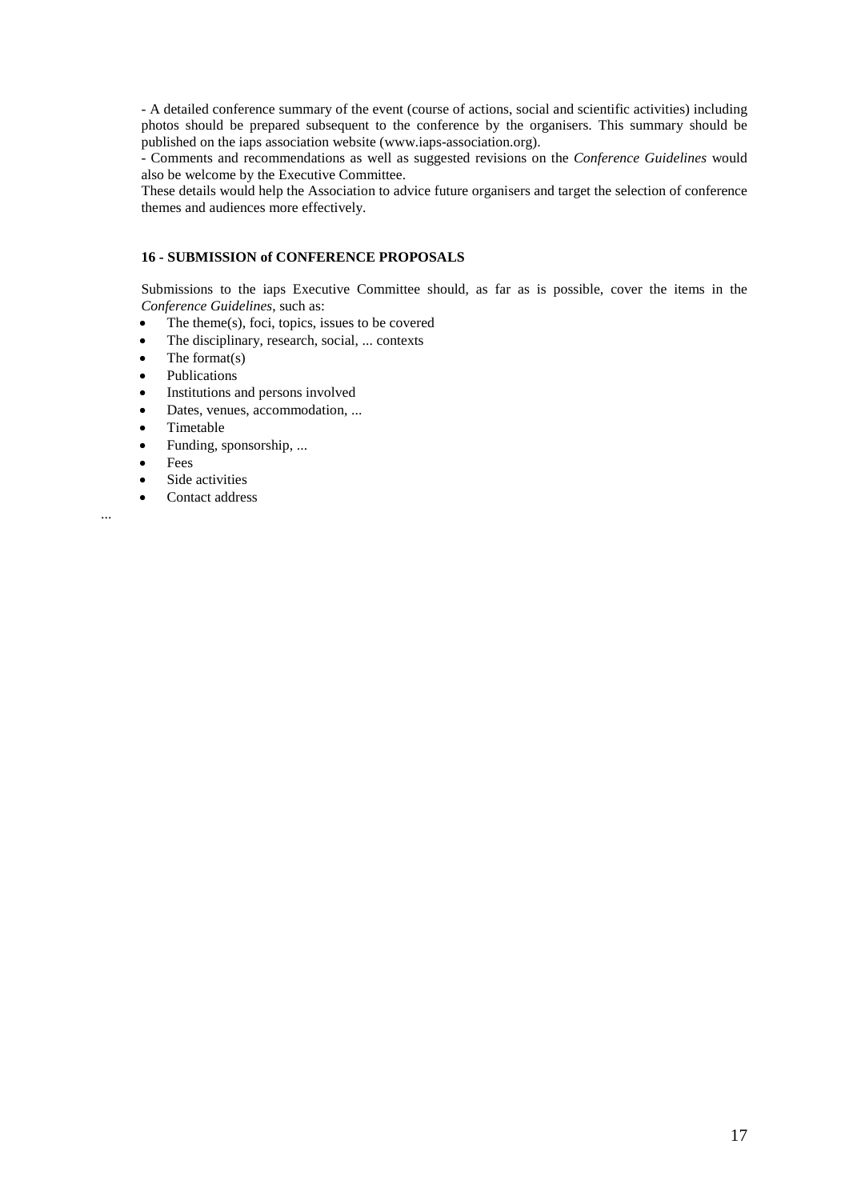- A detailed conference summary of the event (course of actions, social and scientific activities) including photos should be prepared subsequent to the conference by the organisers. This summary should be published on the iaps association website (www.iaps-association.org).
- Comments and recommendations as well as suggested revisions on the *Conference Guidelines* would also be welcome by the Executive Committee.
These details would help the Association to advice future organisers and target the selection of conference themes and audiences more effectively.

**16 - SUBMISSION of CONFERENCE PROPOSALS**

Submissions to the iaps Executive Committee should, as far as is possible, cover the items in the *Conference Guidelines*, such as:

- The theme(s), foci, topics, issues to be covered
- The disciplinary, research, social, ... contexts
- The format(s)
- Publications
- Institutions and persons involved
- Dates, venues, accommodation, ...
- Timetable
- Funding, sponsorship, ...
- Fees
- Side activities
- Contact address

...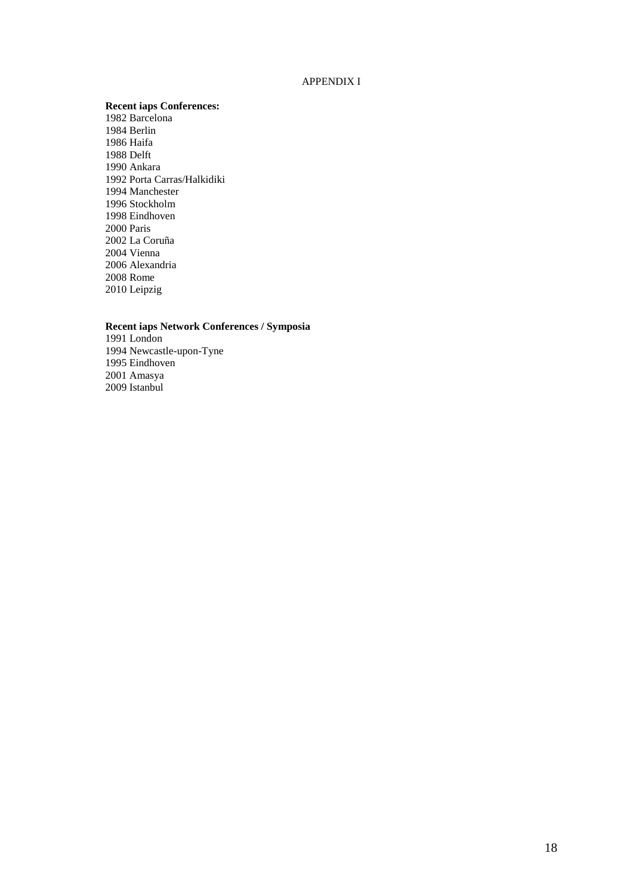APPENDIX I

**Recent iaps Conferences:**

1982 Barcelona
1984 Berlin
1986 Haifa
1988 Delft
1990 Ankara
1992 Porta Carras/Halkidiki
1994 Manchester
1996 Stockholm
1998 Eindhoven
2000 Paris
2002 La Coruña
2004 Vienna
2006 Alexandria
2008 Rome
2010 Leipzig

**Recent iaps Network Conferences / Symposia**

1991 London
1994 Newcastle-upon-Tyne
1995 Eindhoven
2001 Amasya
2009 Istanbul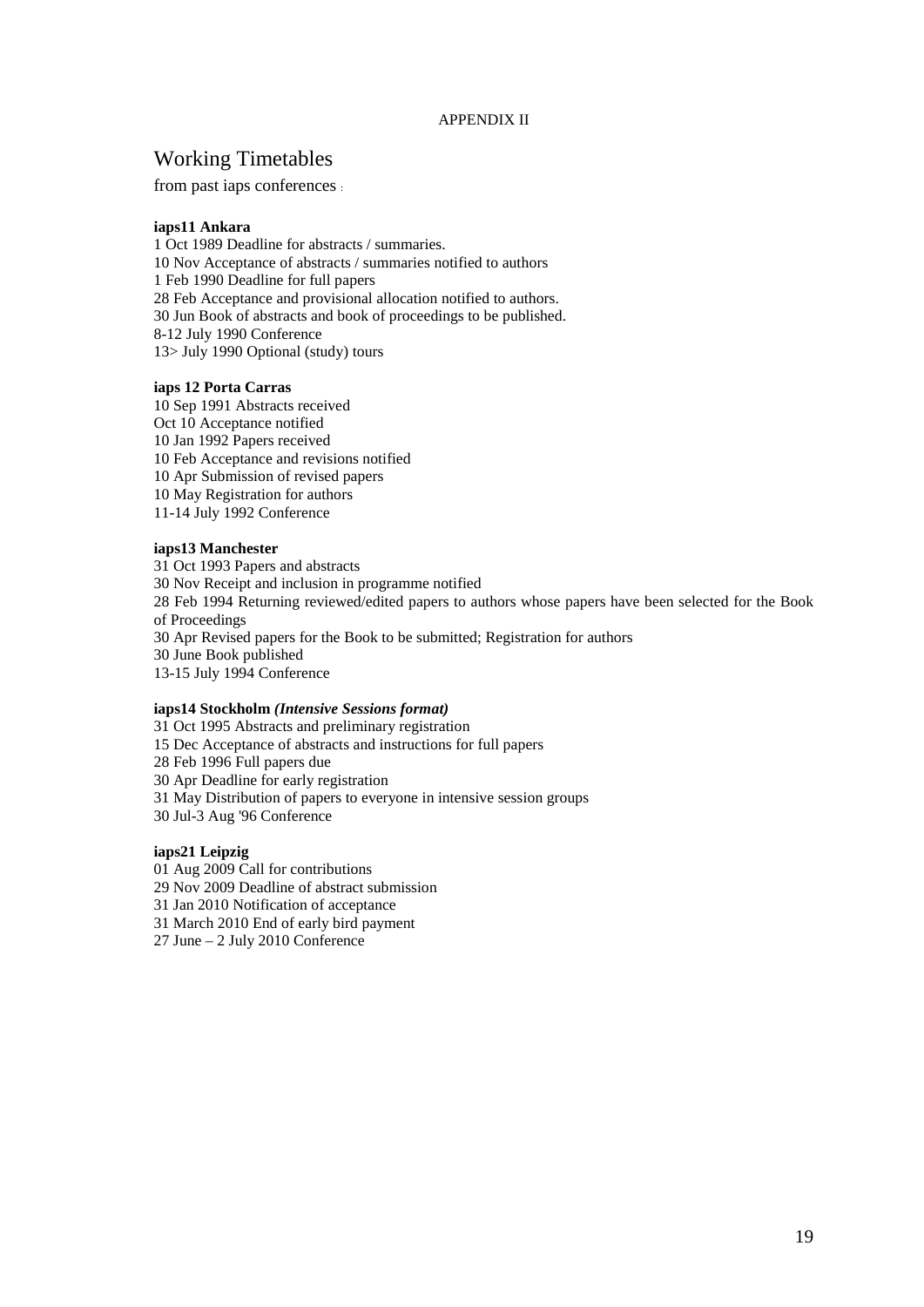APPENDIX II

# Working Timetables

from past iaps conferences :

**iaps11 Ankara**

1 Oct 1989 Deadline for abstracts / summaries.
10 Nov Acceptance of abstracts / summaries notified to authors
1 Feb 1990 Deadline for full papers
28 Feb Acceptance and provisional allocation notified to authors.
30 Jun Book of abstracts and book of proceedings to be published.
8-12 July 1990 Conference
13> July 1990 Optional (study) tours

**iaps 12 Porta Carras**

10 Sep 1991 Abstracts received
Oct 10 Acceptance notified
10 Jan 1992 Papers received
10 Feb Acceptance and revisions notified
10 Apr Submission of revised papers
10 May Registration for authors
11-14 July 1992 Conference

**iaps13 Manchester**

31 Oct 1993 Papers and abstracts
30 Nov Receipt and inclusion in programme notified
28 Feb 1994 Returning reviewed/edited papers to authors whose papers have been selected for the Book of Proceedings
30 Apr Revised papers for the Book to be submitted; Registration for authors
30 June Book published
13-15 July 1994 Conference

**iaps14 Stockholm *(Intensive Sessions format)***

31 Oct 1995 Abstracts and preliminary registration
15 Dec Acceptance of abstracts and instructions for full papers
28 Feb 1996 Full papers due
30 Apr Deadline for early registration
31 May Distribution of papers to everyone in intensive session groups
30 Jul-3 Aug '96 Conference

**iaps21 Leipzig**

01 Aug 2009 Call for contributions
29 Nov 2009 Deadline of abstract submission
31 Jan 2010 Notification of acceptance
31 March 2010 End of early bird payment
27 June – 2 July 2010 Conference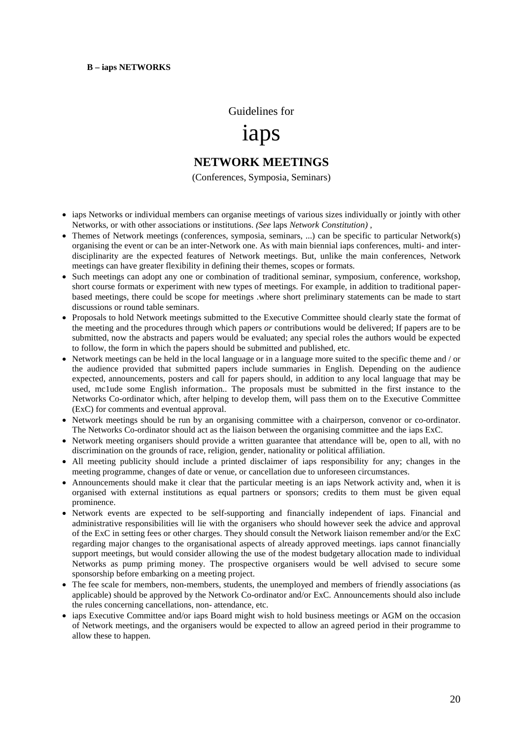**B – iaps NETWORKS**

Guidelines for

# iaps

## NETWORK MEETINGS

(Conferences, Symposia, Seminars)

- iaps Networks or individual members can organise meetings of various sizes individually or jointly with other Networks, or with other associations or institutions. *(See* Iaps *Network Constitution)* ,
- Themes of Network meetings (conferences, symposia, seminars, ...) can be specific to particular Network(s) organising the event or can be an inter-Network one. As with main biennial iaps conferences, multi- and inter-disciplinarity are the expected features of Network meetings. But, unlike the main conferences, Network meetings can have greater flexibility in defining their themes, scopes or formats.
- Such meetings can adopt any one or combination of traditional seminar, symposium, conference, workshop, short course formats or experiment with new types of meetings. For example, in addition to traditional paper-based meetings, there could be scope for meetings .where short preliminary statements can be made to start discussions or round table seminars.
- Proposals to hold Network meetings submitted to the Executive Committee should clearly state the format of the meeting and the procedures through which papers *or* contributions would be delivered; If papers are to be submitted, now the abstracts and papers would be evaluated; any special roles the authors would be expected to follow, the form in which the papers should be submitted and published, etc.
- Network meetings can be held in the local language or in a language more suited to the specific theme and / or the audience provided that submitted papers include summaries in English. Depending on the audience expected, announcements, posters and call for papers should, in addition to any local language that may be used, mc1ude some English information.. The proposals must be submitted in the first instance to the Networks Co-ordinator which, after helping to develop them, will pass them on to the Executive Committee (ExC) for comments and eventual approval.
- Network meetings should be run by an organising committee with a chairperson, convenor or co-ordinator. The Networks Co-ordinator should act as the liaison between the organising committee and the iaps ExC.
- Network meeting organisers should provide a written guarantee that attendance will be, open to all, with no discrimination on the grounds of race, religion, gender, nationality or political affiliation.
- All meeting publicity should include a printed disclaimer of iaps responsibility for any; changes in the meeting programme, changes of date or venue, or cancellation due to unforeseen circumstances.
- Announcements should make it clear that the particular meeting is an iaps Network activity and, when it is organised with external institutions as equal partners or sponsors; credits to them must be given equal prominence.
- Network events are expected to be self-supporting and financially independent of iaps. Financial and administrative responsibilities will lie with the organisers who should however seek the advice and approval of the ExC in setting fees or other charges. They should consult the Network liaison remember and/or the ExC regarding major changes to the organisational aspects of already approved meetings. iaps cannot financially support meetings, but would consider allowing the use of the modest budgetary allocation made to individual Networks as pump priming money. The prospective organisers would be well advised to secure some sponsorship before embarking on a meeting project.
- The fee scale for members, non-members, students, the unemployed and members of friendly associations (as applicable) should be approved by the Network Co-ordinator and/or ExC. Announcements should also include the rules concerning cancellations, non- attendance, etc.
- iaps Executive Committee and/or iaps Board might wish to hold business meetings or AGM on the occasion of Network meetings, and the organisers would be expected to allow an agreed period in their programme to allow these to happen.